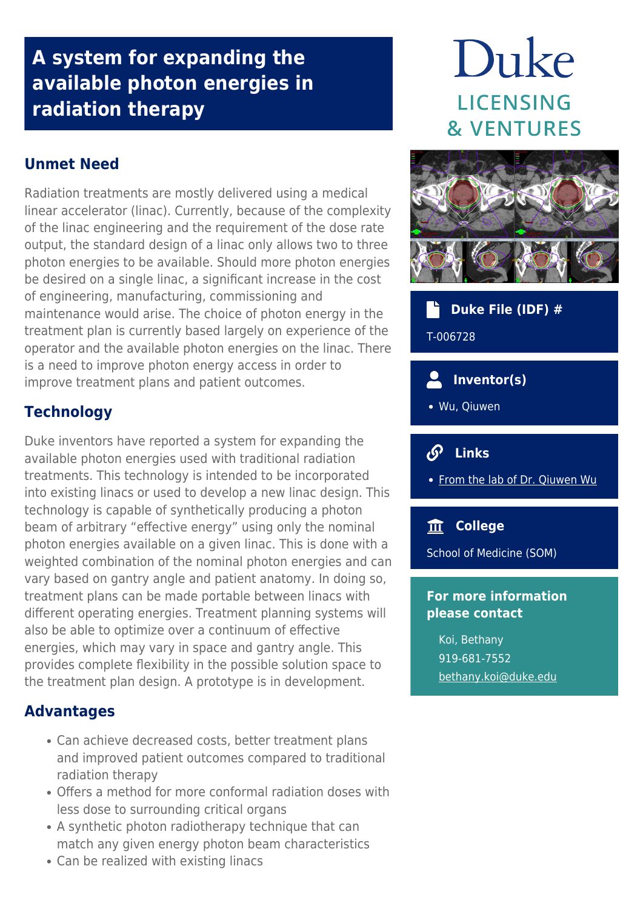# A system for expanding the available photon energies in radiation therapy

## Unmet Need

Radiation treatments are mostly delivered using a medical linear accelerator (linac). Currently, because of the complexity of the linac engineering and the requirement of the dose rate output, the standard design of a linac only allows two to three photon energies to be available. Should more photon energies be desired on a single linac, a significant increase in the cost of engineering, manufacturing, commissioning and maintenance would arise. The choice of photon energy in the treatment plan is currently based largely on experience of the operator and the available photon energies on the linac. There is a need to improve photon energy access in order to improve treatment plans and patient outcomes.

## Technology

Duke inventors have reported a system for expanding the available photon energies used with traditional radiation treatments. This technology is intended to be incorporated into existing linacs or used to develop a new linac design. This technology is capable of synthetically producing a photon beam of arbitrary "effective energy" using only the nominal photon energies available on a given linac. This is done with a weighted combination of the nominal photon energies and can vary based on gantry angle and patient anatomy. In doing so, treatment plans can be made portable between linacs with different operating energies. Treatment planning systems will also be able to optimize over a continuum of effective energies, which may vary in space and gantry angle. This provides complete flexibility in the possible solution space to the treatment plan design. A prototype is in development.

## Advantages

- Can achieve decreased costs, better treatment plans and improved patient outcomes compared to traditional radiation therapy
- Offers a method for more conformal radiation doses with less dose to surrounding critical organs
- A synthetic photon radiotherapy technique that can match any given energy photon beam characteristics
- Can be realized with existing linacs

Duke
LICENSING & VENTURES

### Duke File (IDF) #

T-006728

### Inventor(s)

- Wu, Qiuwen

### Links

- From the lab of Dr. Qiuwen Wu

### College

School of Medicine (SOM)

### For more information please contact

Koi, Bethany
919-681-7552
bethany.koi@duke.edu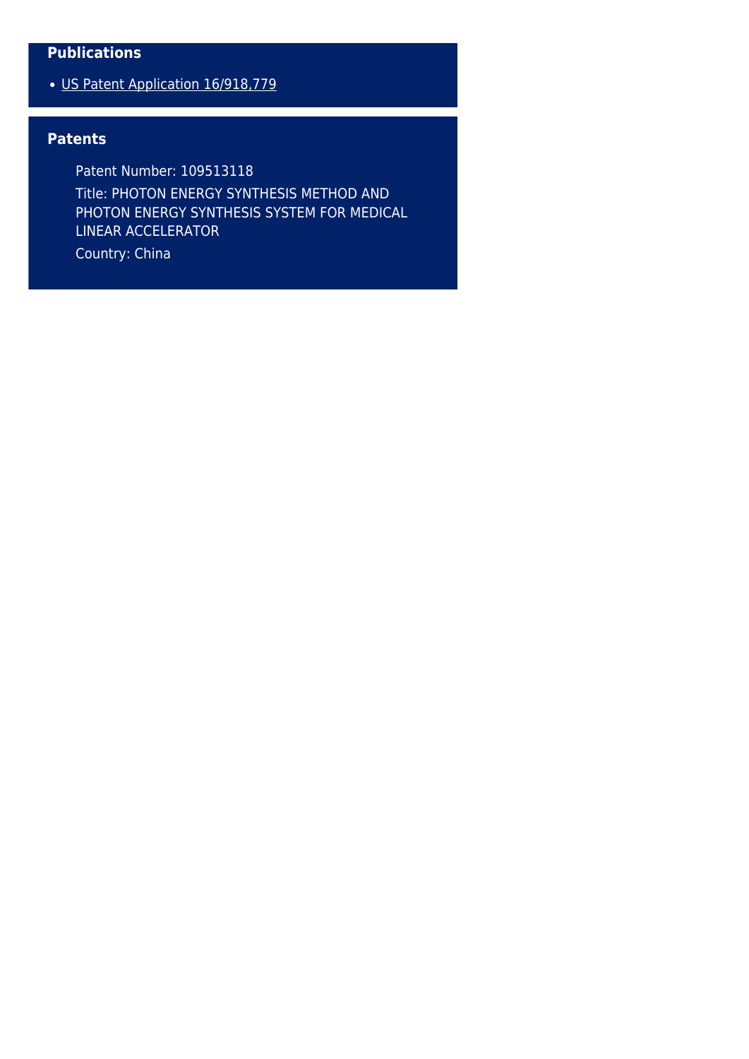## Publications

- US Patent Application 16/918,779

## Patents

Patent Number: 109513118

Title: PHOTON ENERGY SYNTHESIS METHOD AND PHOTON ENERGY SYNTHESIS SYSTEM FOR MEDICAL LINEAR ACCELERATOR

Country: China